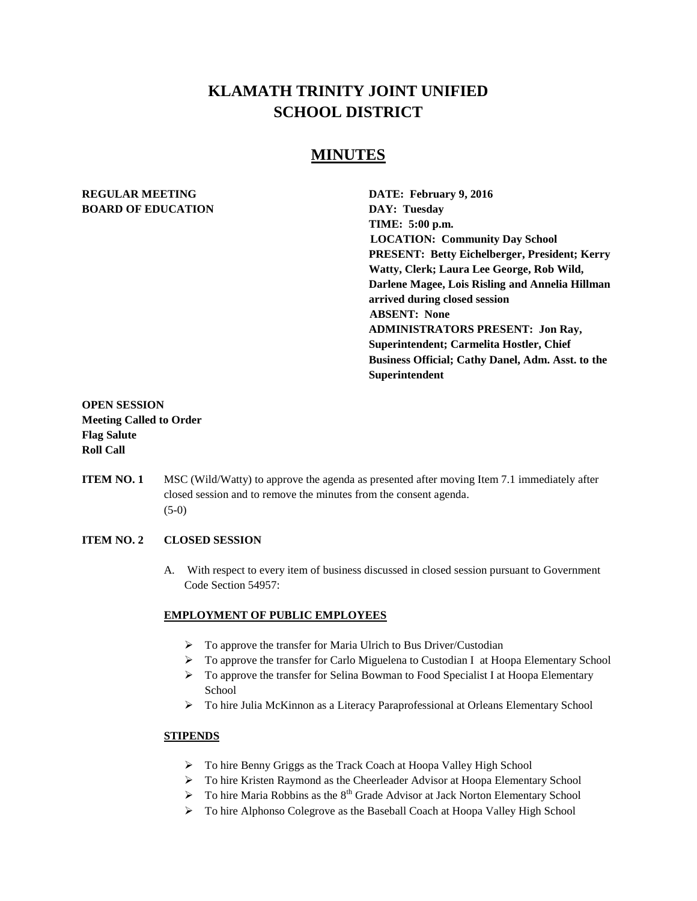# KLAMATH TRINITY JOINT UNIFIED SCHOOL DISTRICT

## MINUTES

**REGULAR MEETING**
**BOARD OF EDUCATION**

**DATE: February 9, 2016**
**DAY: Tuesday**
**TIME: 5:00 p.m.**
**LOCATION: Community Day School**
**PRESENT: Betty Eichelberger, President; Kerry Watty, Clerk; Laura Lee George, Rob Wild, Darlene Magee, Lois Risling and Annelia Hillman arrived during closed session**
**ABSENT: None**
**ADMINISTRATORS PRESENT: Jon Ray, Superintendent; Carmelita Hostler, Chief Business Official; Cathy Danel, Adm. Asst. to the Superintendent**

**OPEN SESSION**
**Meeting Called to Order**
**Flag Salute**
**Roll Call**

**ITEM NO. 1** MSC (Wild/Watty) to approve the agenda as presented after moving Item 7.1 immediately after closed session and to remove the minutes from the consent agenda.
(5-0)

**ITEM NO. 2 CLOSED SESSION**

A. With respect to every item of business discussed in closed session pursuant to Government Code Section 54957:

**EMPLOYMENT OF PUBLIC EMPLOYEES**

- To approve the transfer for Maria Ulrich to Bus Driver/Custodian
- To approve the transfer for Carlo Miguelena to Custodian I at Hoopa Elementary School
- To approve the transfer for Selina Bowman to Food Specialist I at Hoopa Elementary School
- To hire Julia McKinnon as a Literacy Paraprofessional at Orleans Elementary School

**STIPENDS**

- To hire Benny Griggs as the Track Coach at Hoopa Valley High School
- To hire Kristen Raymond as the Cheerleader Advisor at Hoopa Elementary School
- To hire Maria Robbins as the 8th Grade Advisor at Jack Norton Elementary School
- To hire Alphonso Colegrove as the Baseball Coach at Hoopa Valley High School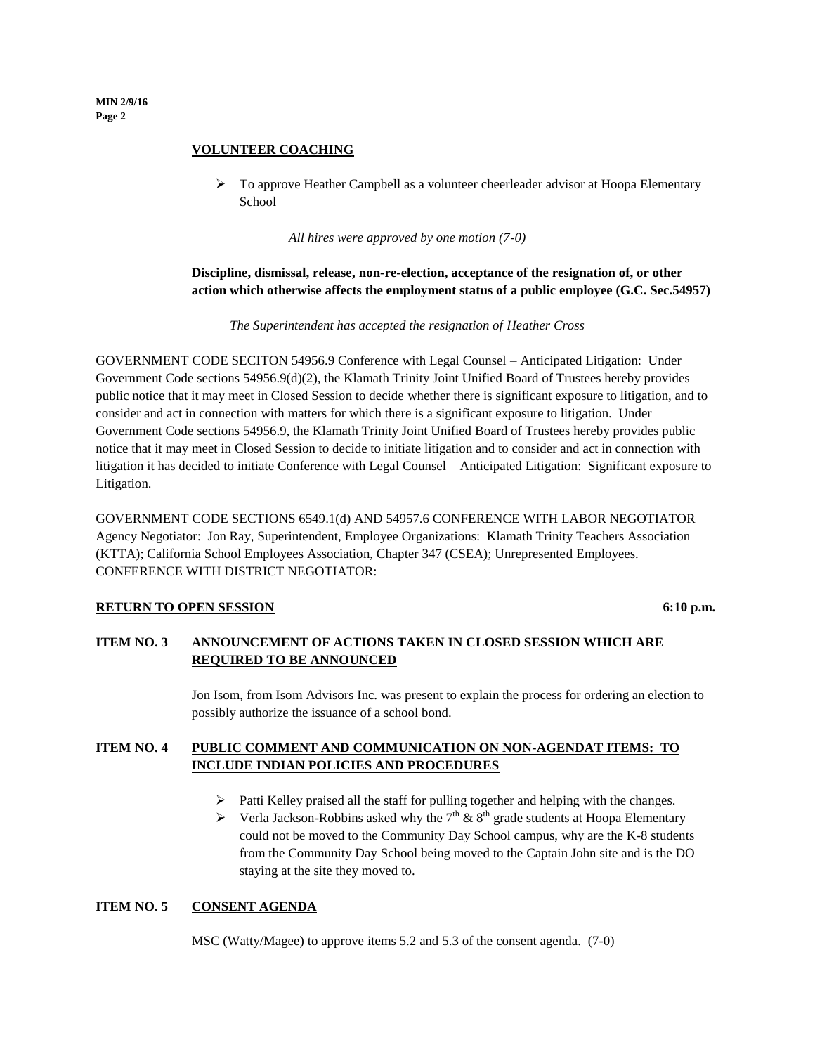**VOLUNTEER COACHING**

- To approve Heather Campbell as a volunteer cheerleader advisor at Hoopa Elementary School

*All hires were approved by one motion (7-0)*

**Discipline, dismissal, release, non-re-election, acceptance of the resignation of, or other action which otherwise affects the employment status of a public employee (G.C. Sec.54957)**

*The Superintendent has accepted the resignation of Heather Cross*

GOVERNMENT CODE SECITON 54956.9 Conference with Legal Counsel – Anticipated Litigation: Under Government Code sections 54956.9(d)(2), the Klamath Trinity Joint Unified Board of Trustees hereby provides public notice that it may meet in Closed Session to decide whether there is significant exposure to litigation, and to consider and act in connection with matters for which there is a significant exposure to litigation. Under Government Code sections 54956.9, the Klamath Trinity Joint Unified Board of Trustees hereby provides public notice that it may meet in Closed Session to decide to initiate litigation and to consider and act in connection with litigation it has decided to initiate Conference with Legal Counsel – Anticipated Litigation: Significant exposure to Litigation.

GOVERNMENT CODE SECTIONS 6549.1(d) AND 54957.6 CONFERENCE WITH LABOR NEGOTIATOR Agency Negotiator: Jon Ray, Superintendent, Employee Organizations: Klamath Trinity Teachers Association (KTTA); California School Employees Association, Chapter 347 (CSEA); Unrepresented Employees. CONFERENCE WITH DISTRICT NEGOTIATOR:

**RETURN TO OPEN SESSION** **6:10 p.m.**

**ITEM NO. 3 ANNOUNCEMENT OF ACTIONS TAKEN IN CLOSED SESSION WHICH ARE REQUIRED TO BE ANNOUNCED**

Jon Isom, from Isom Advisors Inc. was present to explain the process for ordering an election to possibly authorize the issuance of a school bond.

**ITEM NO. 4 PUBLIC COMMENT AND COMMUNICATION ON NON-AGENDAT ITEMS: TO INCLUDE INDIAN POLICIES AND PROCEDURES**

- Patti Kelley praised all the staff for pulling together and helping with the changes.
- Verla Jackson-Robbins asked why the 7th & 8th grade students at Hoopa Elementary could not be moved to the Community Day School campus, why are the K-8 students from the Community Day School being moved to the Captain John site and is the DO staying at the site they moved to.

**ITEM NO. 5 CONSENT AGENDA**

MSC (Watty/Magee) to approve items 5.2 and 5.3 of the consent agenda. (7-0)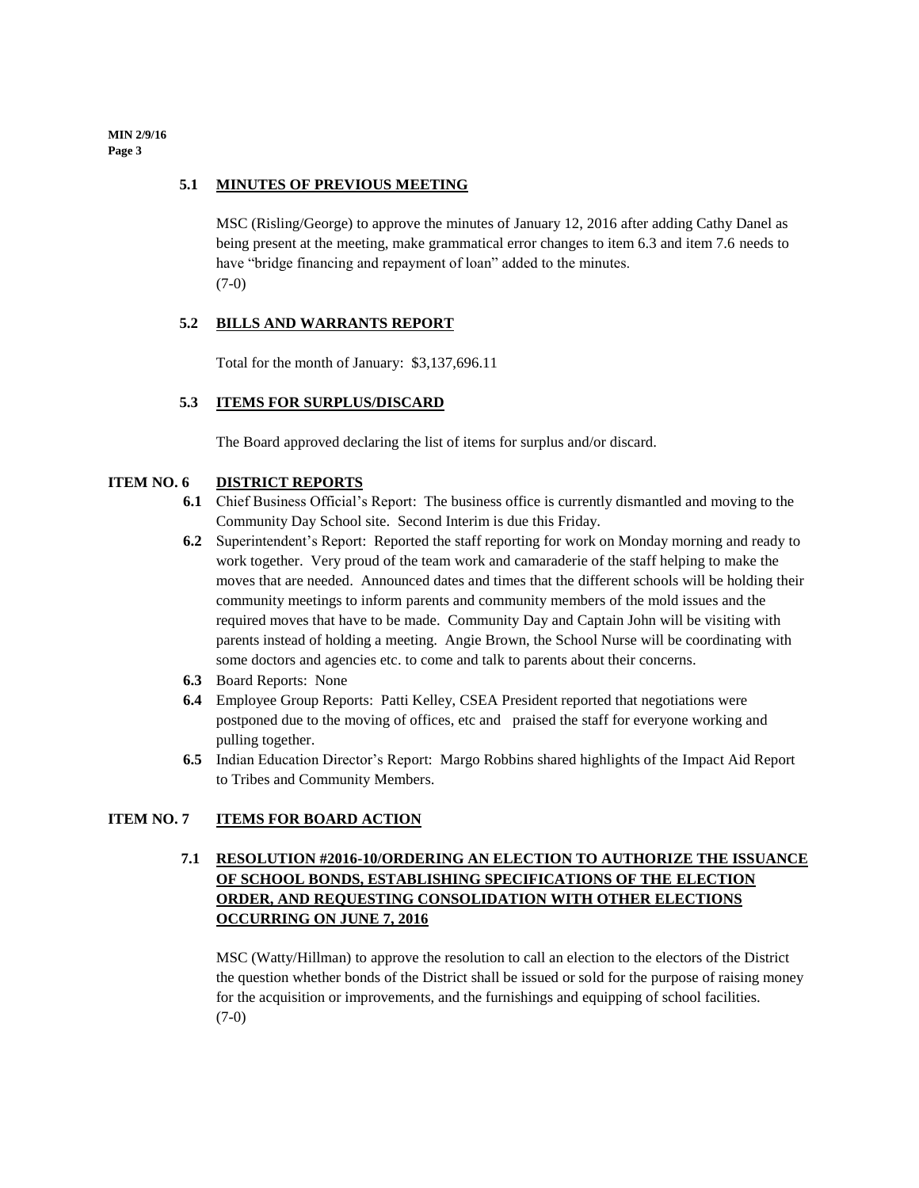### 5.1 MINUTES OF PREVIOUS MEETING

MSC (Risling/George) to approve the minutes of January 12, 2016 after adding Cathy Danel as being present at the meeting, make grammatical error changes to item 6.3 and item 7.6 needs to have "bridge financing and repayment of loan" added to the minutes.
(7-0)

### 5.2 BILLS AND WARRANTS REPORT

Total for the month of January: $3,137,696.11

### 5.3 ITEMS FOR SURPLUS/DISCARD

The Board approved declaring the list of items for surplus and/or discard.

## ITEM NO. 6 DISTRICT REPORTS

- **6.1** Chief Business Official's Report: The business office is currently dismantled and moving to the Community Day School site. Second Interim is due this Friday.
- **6.2** Superintendent's Report: Reported the staff reporting for work on Monday morning and ready to work together. Very proud of the team work and camaraderie of the staff helping to make the moves that are needed. Announced dates and times that the different schools will be holding their community meetings to inform parents and community members of the mold issues and the required moves that have to be made. Community Day and Captain John will be visiting with parents instead of holding a meeting. Angie Brown, the School Nurse will be coordinating with some doctors and agencies etc. to come and talk to parents about their concerns.
- **6.3** Board Reports: None
- **6.4** Employee Group Reports: Patti Kelley, CSEA President reported that negotiations were postponed due to the moving of offices, etc and praised the staff for everyone working and pulling together.
- **6.5** Indian Education Director's Report: Margo Robbins shared highlights of the Impact Aid Report to Tribes and Community Members.

## ITEM NO. 7 ITEMS FOR BOARD ACTION

### 7.1 RESOLUTION #2016-10/ORDERING AN ELECTION TO AUTHORIZE THE ISSUANCE OF SCHOOL BONDS, ESTABLISHING SPECIFICATIONS OF THE ELECTION ORDER, AND REQUESTING CONSOLIDATION WITH OTHER ELECTIONS OCCURRING ON JUNE 7, 2016

MSC (Watty/Hillman) to approve the resolution to call an election to the electors of the District the question whether bonds of the District shall be issued or sold for the purpose of raising money for the acquisition or improvements, and the furnishings and equipping of school facilities.
(7-0)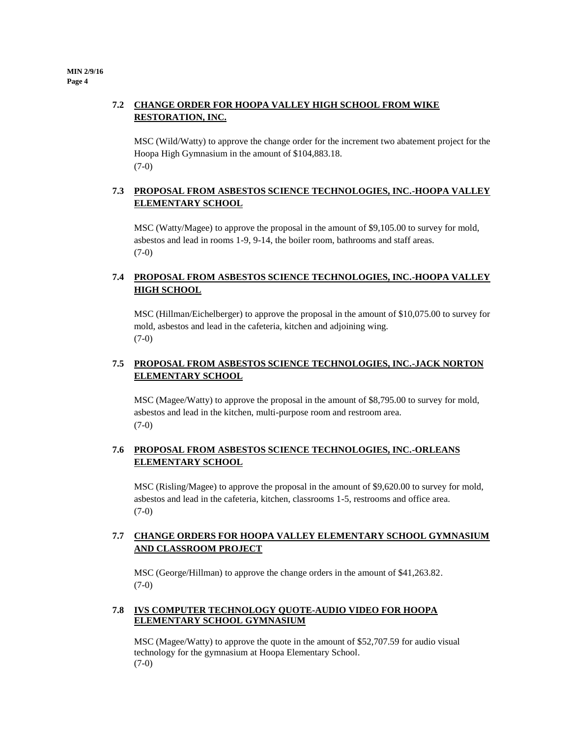### 7.2 CHANGE ORDER FOR HOOPA VALLEY HIGH SCHOOL FROM WIKE RESTORATION, INC.

MSC (Wild/Watty) to approve the change order for the increment two abatement project for the Hoopa High Gymnasium in the amount of $104,883.18.
(7-0)

### 7.3 PROPOSAL FROM ASBESTOS SCIENCE TECHNOLOGIES, INC.-HOOPA VALLEY ELEMENTARY SCHOOL

MSC (Watty/Magee) to approve the proposal in the amount of $9,105.00 to survey for mold, asbestos and lead in rooms 1-9, 9-14, the boiler room, bathrooms and staff areas.
(7-0)

### 7.4 PROPOSAL FROM ASBESTOS SCIENCE TECHNOLOGIES, INC.-HOOPA VALLEY HIGH SCHOOL

MSC (Hillman/Eichelberger) to approve the proposal in the amount of $10,075.00 to survey for mold, asbestos and lead in the cafeteria, kitchen and adjoining wing.
(7-0)

### 7.5 PROPOSAL FROM ASBESTOS SCIENCE TECHNOLOGIES, INC.-JACK NORTON ELEMENTARY SCHOOL

MSC (Magee/Watty) to approve the proposal in the amount of $8,795.00 to survey for mold, asbestos and lead in the kitchen, multi-purpose room and restroom area.
(7-0)

### 7.6 PROPOSAL FROM ASBESTOS SCIENCE TECHNOLOGIES, INC.-ORLEANS ELEMENTARY SCHOOL

MSC (Risling/Magee) to approve the proposal in the amount of $9,620.00 to survey for mold, asbestos and lead in the cafeteria, kitchen, classrooms 1-5, restrooms and office area.
(7-0)

### 7.7 CHANGE ORDERS FOR HOOPA VALLEY ELEMENTARY SCHOOL GYMNASIUM AND CLASSROOM PROJECT

MSC (George/Hillman) to approve the change orders in the amount of $41,263.82.
(7-0)

### 7.8 IVS COMPUTER TECHNOLOGY QUOTE-AUDIO VIDEO FOR HOOPA ELEMENTARY SCHOOL GYMNASIUM

MSC (Magee/Watty) to approve the quote in the amount of $52,707.59 for audio visual technology for the gymnasium at Hoopa Elementary School.
(7-0)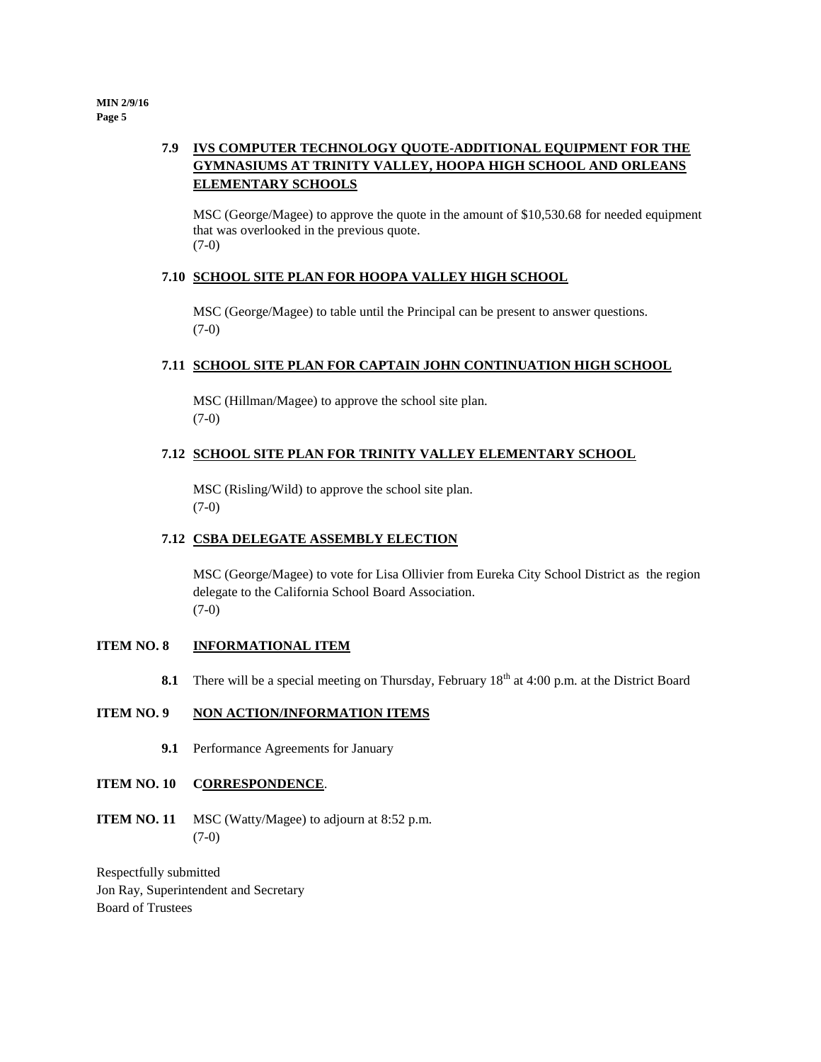**7.9 IVS COMPUTER TECHNOLOGY QUOTE-ADDITIONAL EQUIPMENT FOR THE GYMNASIUMS AT TRINITY VALLEY, HOOPA HIGH SCHOOL AND ORLEANS ELEMENTARY SCHOOLS**

MSC (George/Magee) to approve the quote in the amount of $10,530.68 for needed equipment that was overlooked in the previous quote.
(7-0)

**7.10 SCHOOL SITE PLAN FOR HOOPA VALLEY HIGH SCHOOL**

MSC (George/Magee) to table until the Principal can be present to answer questions.
(7-0)

**7.11 SCHOOL SITE PLAN FOR CAPTAIN JOHN CONTINUATION HIGH SCHOOL**

MSC (Hillman/Magee) to approve the school site plan.
(7-0)

**7.12 SCHOOL SITE PLAN FOR TRINITY VALLEY ELEMENTARY SCHOOL**

MSC (Risling/Wild) to approve the school site plan.
(7-0)

**7.12 CSBA DELEGATE ASSEMBLY ELECTION**

MSC (George/Magee) to vote for Lisa Ollivier from Eureka City School District as the region delegate to the California School Board Association.
(7-0)

**ITEM NO. 8 INFORMATIONAL ITEM**

**8.1** There will be a special meeting on Thursday, February 18th at 4:00 p.m. at the District Board

**ITEM NO. 9 NON ACTION/INFORMATION ITEMS**

**9.1** Performance Agreements for January

**ITEM NO. 10 CORRESPONDENCE**.

**ITEM NO. 11** MSC (Watty/Magee) to adjourn at 8:52 p.m.
(7-0)

Respectfully submitted
Jon Ray, Superintendent and Secretary
Board of Trustees